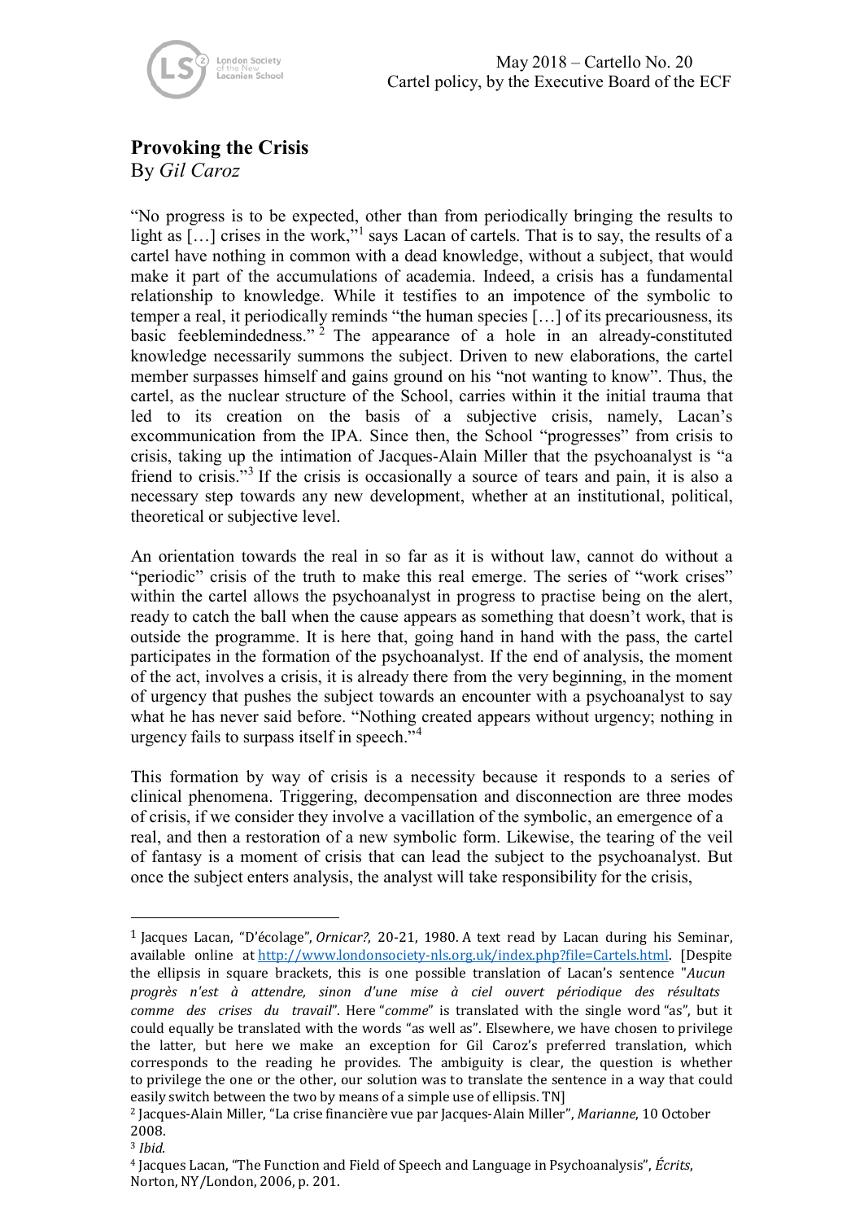May 2018 – Cartello No. 20
Cartel policy, by the Executive Board of the ECF

# Provoking the Crisis

By *Gil Caroz*

"No progress is to be expected, other than from periodically bringing the results to light as […] crises in the work,"[1] says Lacan of cartels. That is to say, the results of a cartel have nothing in common with a dead knowledge, without a subject, that would make it part of the accumulations of academia. Indeed, a crisis has a fundamental relationship to knowledge. While it testifies to an impotence of the symbolic to temper a real, it periodically reminds "the human species […] of its precariousness, its basic feeblemindedness."[2] The appearance of a hole in an already-constituted knowledge necessarily summons the subject. Driven to new elaborations, the cartel member surpasses himself and gains ground on his "not wanting to know". Thus, the cartel, as the nuclear structure of the School, carries within it the initial trauma that led to its creation on the basis of a subjective crisis, namely, Lacan's excommunication from the IPA. Since then, the School "progresses" from crisis to crisis, taking up the intimation of Jacques-Alain Miller that the psychoanalyst is "a friend to crisis."[3] If the crisis is occasionally a source of tears and pain, it is also a necessary step towards any new development, whether at an institutional, political, theoretical or subjective level.

An orientation towards the real in so far as it is without law, cannot do without a "periodic" crisis of the truth to make this real emerge. The series of "work crises" within the cartel allows the psychoanalyst in progress to practise being on the alert, ready to catch the ball when the cause appears as something that doesn't work, that is outside the programme. It is here that, going hand in hand with the pass, the cartel participates in the formation of the psychoanalyst. If the end of analysis, the moment of the act, involves a crisis, it is already there from the very beginning, in the moment of urgency that pushes the subject towards an encounter with a psychoanalyst to say what he has never said before. "Nothing created appears without urgency; nothing in urgency fails to surpass itself in speech."[4]

This formation by way of crisis is a necessity because it responds to a series of clinical phenomena. Triggering, decompensation and disconnection are three modes of crisis, if we consider they involve a vacillation of the symbolic, an emergence of a real, and then a restoration of a new symbolic form. Likewise, the tearing of the veil of fantasy is a moment of crisis that can lead the subject to the psychoanalyst. But once the subject enters analysis, the analyst will take responsibility for the crisis,

---

[1] Jacques Lacan, "D'écolage", *Ornicar?*, 20-21, 1980. A text read by Lacan during his Seminar, available online at http://www.londonsociety-nls.org.uk/index.php?file=Cartels.html. [Despite the ellipsis in square brackets, this is one possible translation of Lacan's sentence "*Aucun progrès n'est à attendre, sinon d'une mise à ciel ouvert périodique des résultats comme des crises du travail*". Here "*comme*" is translated with the single word "as", but it could equally be translated with the words "as well as". Elsewhere, we have chosen to privilege the latter, but here we make an exception for Gil Caroz's preferred translation, which corresponds to the reading he provides. The ambiguity is clear, the question is whether to privilege the one or the other, our solution was to translate the sentence in a way that could easily switch between the two by means of a simple use of ellipsis. TN]

[2] Jacques-Alain Miller, "La crise financière vue par Jacques-Alain Miller", *Marianne*, 10 October 2008.

[3] *Ibid.*

[4] Jacques Lacan, "The Function and Field of Speech and Language in Psychoanalysis", *Écrits*, Norton, NY/London, 2006, p. 201.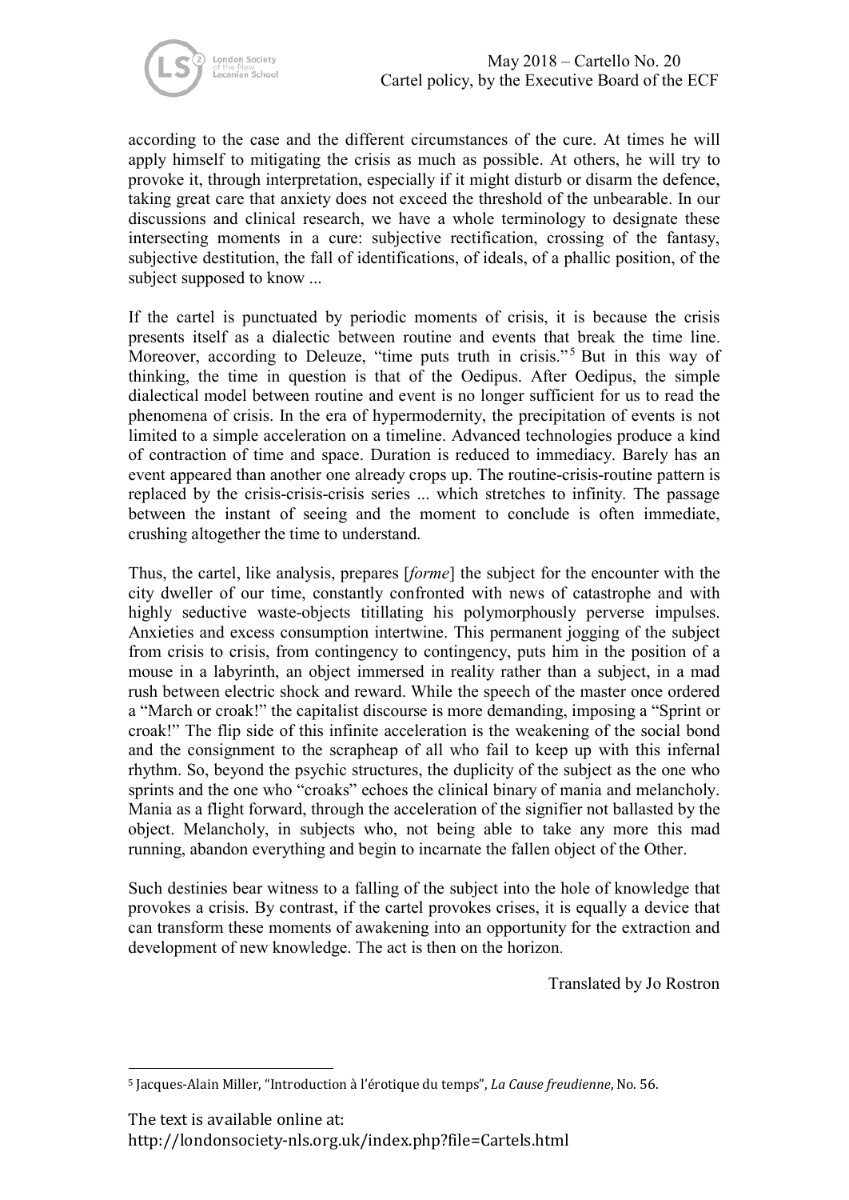according to the case and the different circumstances of the cure. At times he will apply himself to mitigating the crisis as much as possible. At others, he will try to provoke it, through interpretation, especially if it might disturb or disarm the defence, taking great care that anxiety does not exceed the threshold of the unbearable. In our discussions and clinical research, we have a whole terminology to designate these intersecting moments in a cure: subjective rectification, crossing of the fantasy, subjective destitution, the fall of identifications, of ideals, of a phallic position, of the subject supposed to know ...

If the cartel is punctuated by periodic moments of crisis, it is because the crisis presents itself as a dialectic between routine and events that break the time line. Moreover, according to Deleuze, "time puts truth in crisis."[5] But in this way of thinking, the time in question is that of the Oedipus. After Oedipus, the simple dialectical model between routine and event is no longer sufficient for us to read the phenomena of crisis. In the era of hypermodernity, the precipitation of events is not limited to a simple acceleration on a timeline. Advanced technologies produce a kind of contraction of time and space. Duration is reduced to immediacy. Barely has an event appeared than another one already crops up. The routine-crisis-routine pattern is replaced by the crisis-crisis-crisis series ... which stretches to infinity. The passage between the instant of seeing and the moment to conclude is often immediate, crushing altogether the time to understand.

Thus, the cartel, like analysis, prepares [*forme*] the subject for the encounter with the city dweller of our time, constantly confronted with news of catastrophe and with highly seductive waste-objects titillating his polymorphously perverse impulses. Anxieties and excess consumption intertwine. This permanent jogging of the subject from crisis to crisis, from contingency to contingency, puts him in the position of a mouse in a labyrinth, an object immersed in reality rather than a subject, in a mad rush between electric shock and reward. While the speech of the master once ordered a "March or croak!" the capitalist discourse is more demanding, imposing a "Sprint or croak!" The flip side of this infinite acceleration is the weakening of the social bond and the consignment to the scrapheap of all who fail to keep up with this infernal rhythm. So, beyond the psychic structures, the duplicity of the subject as the one who sprints and the one who "croaks" echoes the clinical binary of mania and melancholy. Mania as a flight forward, through the acceleration of the signifier not ballasted by the object. Melancholy, in subjects who, not being able to take any more this mad running, abandon everything and begin to incarnate the fallen object of the Other.

Such destinies bear witness to a falling of the subject into the hole of knowledge that provokes a crisis. By contrast, if the cartel provokes crises, it is equally a device that can transform these moments of awakening into an opportunity for the extraction and development of new knowledge. The act is then on the horizon.

Translated by Jo Rostron

[5] Jacques-Alain Miller, "Introduction à l'érotique du temps", *La Cause freudienne*, No. 56.

The text is available online at:
http://londonsociety-nls.org.uk/index.php?file=Cartels.html